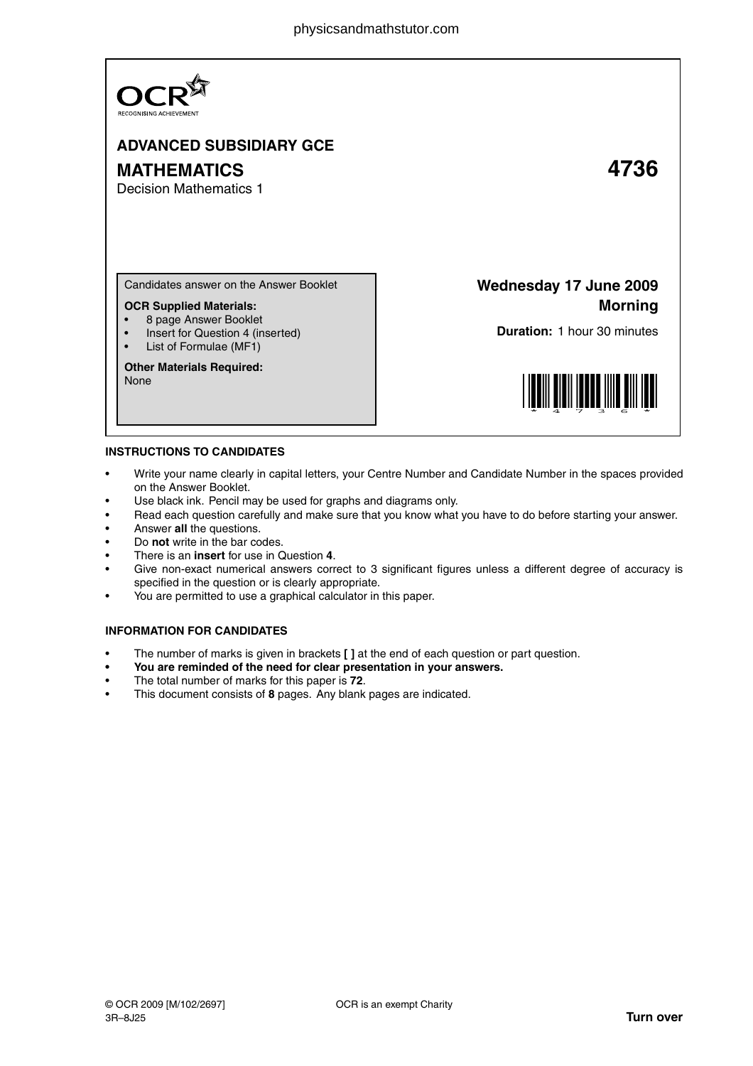OCR

RECOGNISING ACHIEVEMENT

**ADVANCED SUBSIDIARY GCE**

# MATHEMATICS 4736

Decision Mathematics 1

Candidates answer on the Answer Booklet

**OCR Supplied Materials:**

- 8 page Answer Booklet
- Insert for Question 4 (inserted)
- List of Formulae (MF1)

**Other Materials Required:**

None

**Wednesday 17 June 2009**

**Morning**

**Duration:** 1 hour 30 minutes

### INSTRUCTIONS TO CANDIDATES

- Write your name clearly in capital letters, your Centre Number and Candidate Number in the spaces provided on the Answer Booklet.
- Use black ink. Pencil may be used for graphs and diagrams only.
- Read each question carefully and make sure that you know what you have to do before starting your answer.
- Answer **all** the questions.
- Do **not** write in the bar codes.
- There is an **insert** for use in Question **4**.
- Give non-exact numerical answers correct to 3 significant figures unless a different degree of accuracy is specified in the question or is clearly appropriate.
- You are permitted to use a graphical calculator in this paper.

### INFORMATION FOR CANDIDATES

- The number of marks is given in brackets **[ ]** at the end of each question or part question.
- **You are reminded of the need for clear presentation in your answers.**
- The total number of marks for this paper is **72**.
- This document consists of **8** pages. Any blank pages are indicated.

© OCR 2009 [M/102/2697] OCR is an exempt Charity

3R–8J25 **Turn over**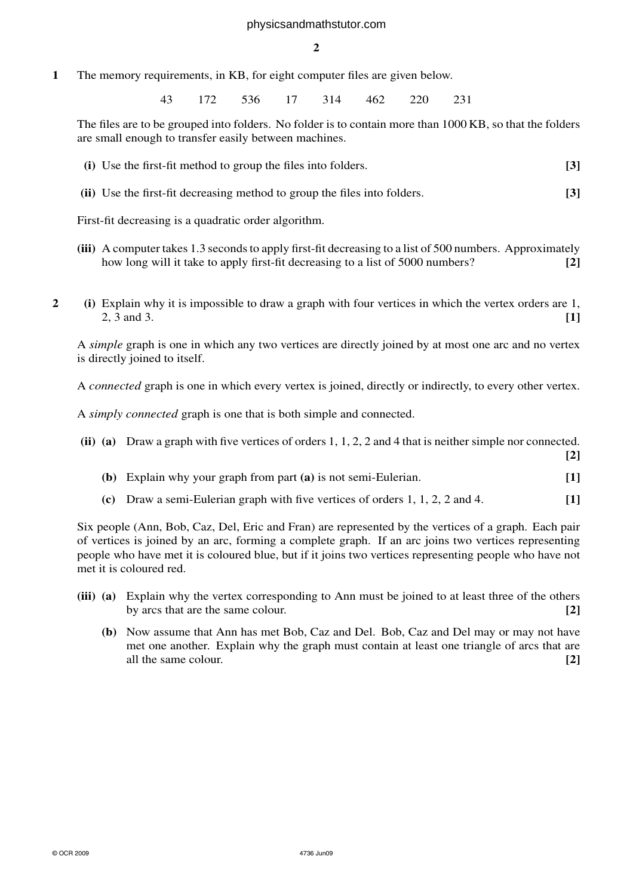**1** The memory requirements, in KB, for eight computer files are given below.

43 172 536 17 314 462 220 231

The files are to be grouped into folders. No folder is to contain more than 1000 KB, so that the folders are small enough to transfer easily between machines.

**(i)** Use the first-fit method to group the files into folders. **[3]**

**(ii)** Use the first-fit decreasing method to group the files into folders. **[3]**

First-fit decreasing is a quadratic order algorithm.

**(iii)** A computer takes 1.3 seconds to apply first-fit decreasing to a list of 500 numbers. Approximately how long will it take to apply first-fit decreasing to a list of 5000 numbers? **[2]**

**2** **(i)** Explain why it is impossible to draw a graph with four vertices in which the vertex orders are 1, 2, 3 and 3. **[1]**

A *simple* graph is one in which any two vertices are directly joined by at most one arc and no vertex is directly joined to itself.

A *connected* graph is one in which every vertex is joined, directly or indirectly, to every other vertex.

A *simply connected* graph is one that is both simple and connected.

**(ii)** **(a)** Draw a graph with five vertices of orders 1, 1, 2, 2 and 4 that is neither simple nor connected. **[2]**

**(b)** Explain why your graph from part **(a)** is not semi-Eulerian. **[1]**

**(c)** Draw a semi-Eulerian graph with five vertices of orders 1, 1, 2, 2 and 4. **[1]**

Six people (Ann, Bob, Caz, Del, Eric and Fran) are represented by the vertices of a graph. Each pair of vertices is joined by an arc, forming a complete graph. If an arc joins two vertices representing people who have met it is coloured blue, but if it joins two vertices representing people who have not met it is coloured red.

**(iii)** **(a)** Explain why the vertex corresponding to Ann must be joined to at least three of the others by arcs that are the same colour. **[2]**

**(b)** Now assume that Ann has met Bob, Caz and Del. Bob, Caz and Del may or may not have met one another. Explain why the graph must contain at least one triangle of arcs that are all the same colour. **[2]**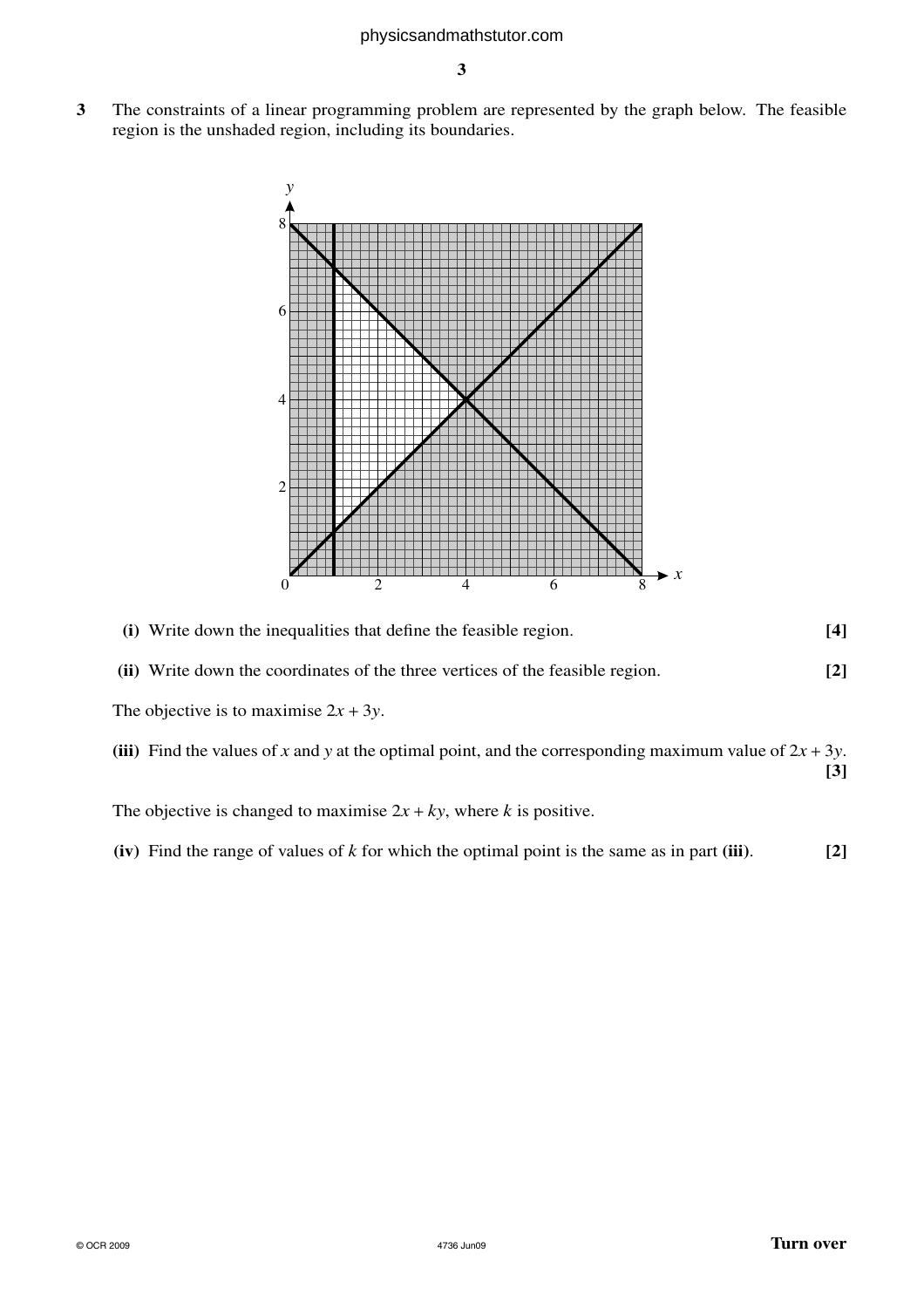**3** The constraints of a linear programming problem are represented by the graph below. The feasible region is the unshaded region, including its boundaries.

**(i)** Write down the inequalities that define the feasible region. **[4]**

**(ii)** Write down the coordinates of the three vertices of the feasible region. **[2]**

The objective is to maximise $2x + 3y$.

**(iii)** Find the values of $x$ and $y$ at the optimal point, and the corresponding maximum value of $2x + 3y$. **[3]**

The objective is changed to maximise $2x + ky$, where $k$ is positive.

**(iv)** Find the range of values of $k$ for which the optimal point is the same as in part **(iii)**. **[2]**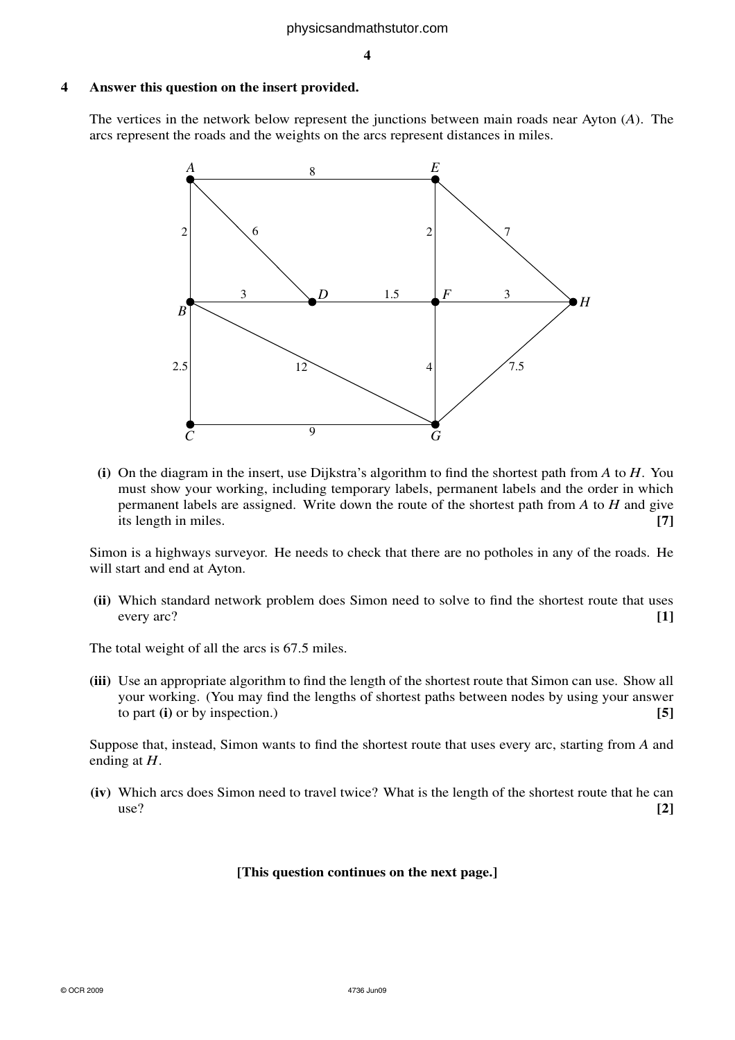**4 Answer this question on the insert provided.**

The vertices in the network below represent the junctions between main roads near Ayton ($A$). The arcs represent the roads and the weights on the arcs represent distances in miles.

**(i)** On the diagram in the insert, use Dijkstra's algorithm to find the shortest path from $A$ to $H$. You must show your working, including temporary labels, permanent labels and the order in which permanent labels are assigned. Write down the route of the shortest path from $A$ to $H$ and give its length in miles. **[7]**

Simon is a highways surveyor. He needs to check that there are no potholes in any of the roads. He will start and end at Ayton.

**(ii)** Which standard network problem does Simon need to solve to find the shortest route that uses every arc? **[1]**

The total weight of all the arcs is 67.5 miles.

**(iii)** Use an appropriate algorithm to find the length of the shortest route that Simon can use. Show all your working. (You may find the lengths of shortest paths between nodes by using your answer to part **(i)** or by inspection.) **[5]**

Suppose that, instead, Simon wants to find the shortest route that uses every arc, starting from $A$ and ending at $H$.

**(iv)** Which arcs does Simon need to travel twice? What is the length of the shortest route that he can use? **[2]**

**[This question continues on the next page.]**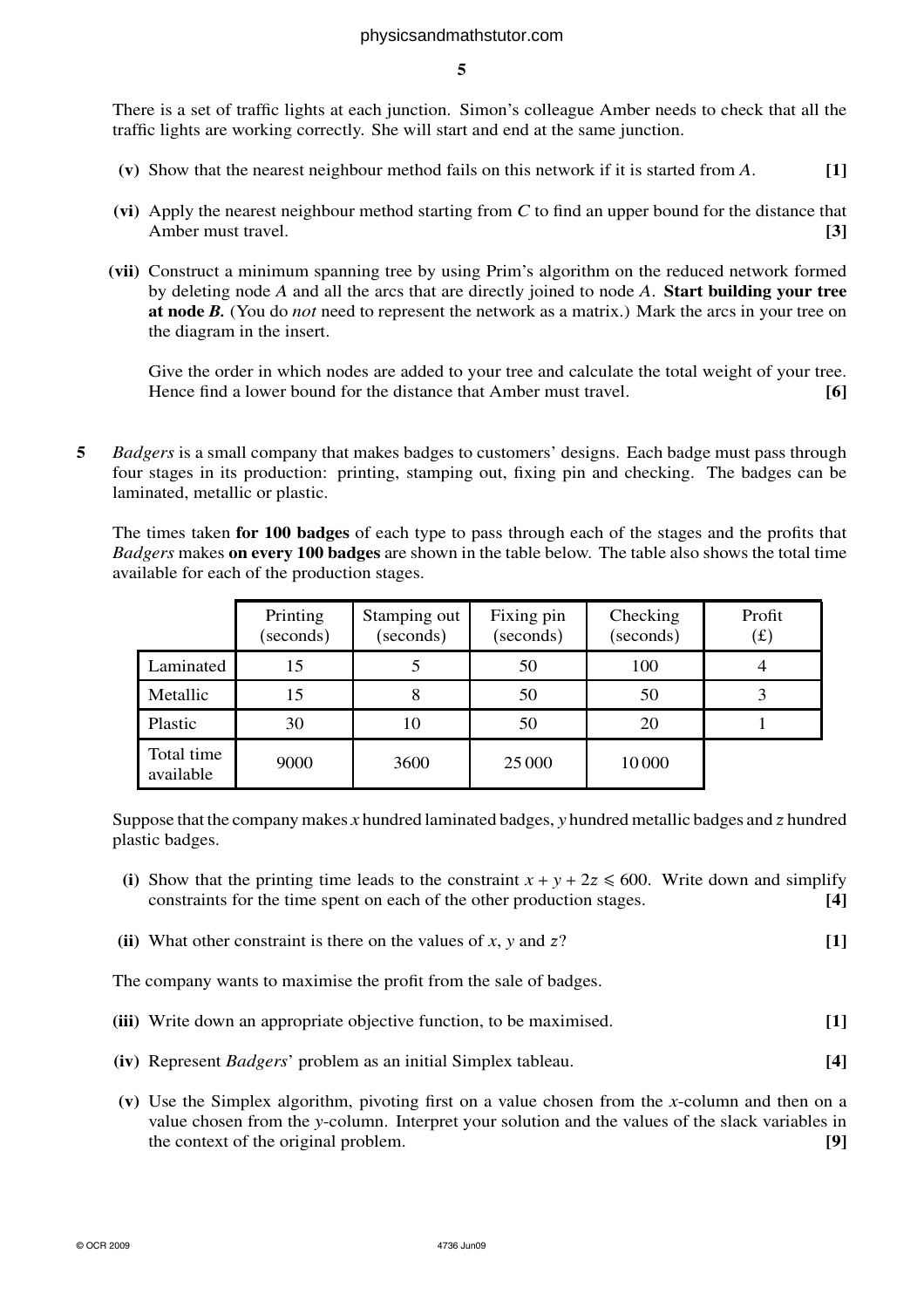There is a set of traffic lights at each junction. Simon's colleague Amber needs to check that all the traffic lights are working correctly. She will start and end at the same junction.

**(v)** Show that the nearest neighbour method fails on this network if it is started from $A$. **[1]**

**(vi)** Apply the nearest neighbour method starting from $C$ to find an upper bound for the distance that Amber must travel. **[3]**

**(vii)** Construct a minimum spanning tree by using Prim's algorithm on the reduced network formed by deleting node $A$ and all the arcs that are directly joined to node $A$. **Start building your tree at node *B*.** (You do *not* need to represent the network as a matrix.) Mark the arcs in your tree on the diagram in the insert.

Give the order in which nodes are added to your tree and calculate the total weight of your tree. Hence find a lower bound for the distance that Amber must travel. **[6]**

**5** *Badgers* is a small company that makes badges to customers' designs. Each badge must pass through four stages in its production: printing, stamping out, fixing pin and checking. The badges can be laminated, metallic or plastic.

The times taken **for 100 badges** of each type to pass through each of the stages and the profits that *Badgers* makes **on every 100 badges** are shown in the table below. The table also shows the total time available for each of the production stages.

| | Printing (seconds) | Stamping out (seconds) | Fixing pin (seconds) | Checking (seconds) | Profit (£) |
|---|---|---|---|---|---|
| Laminated | 15 | 5 | 50 | 100 | 4 |
| Metallic | 15 | 8 | 50 | 50 | 3 |
| Plastic | 30 | 10 | 50 | 20 | 1 |
| Total time available | 9000 | 3600 | 25 000 | 10 000 | |

Suppose that the company makes $x$ hundred laminated badges, $y$ hundred metallic badges and $z$ hundred plastic badges.

**(i)** Show that the printing time leads to the constraint $x + y + 2z \leqslant 600$. Write down and simplify constraints for the time spent on each of the other production stages. **[4]**

**(ii)** What other constraint is there on the values of $x$, $y$ and $z$? **[1]**

The company wants to maximise the profit from the sale of badges.

**(iii)** Write down an appropriate objective function, to be maximised. **[1]**

**(iv)** Represent *Badgers*' problem as an initial Simplex tableau. **[4]**

**(v)** Use the Simplex algorithm, pivoting first on a value chosen from the $x$-column and then on a value chosen from the $y$-column. Interpret your solution and the values of the slack variables in the context of the original problem. **[9]**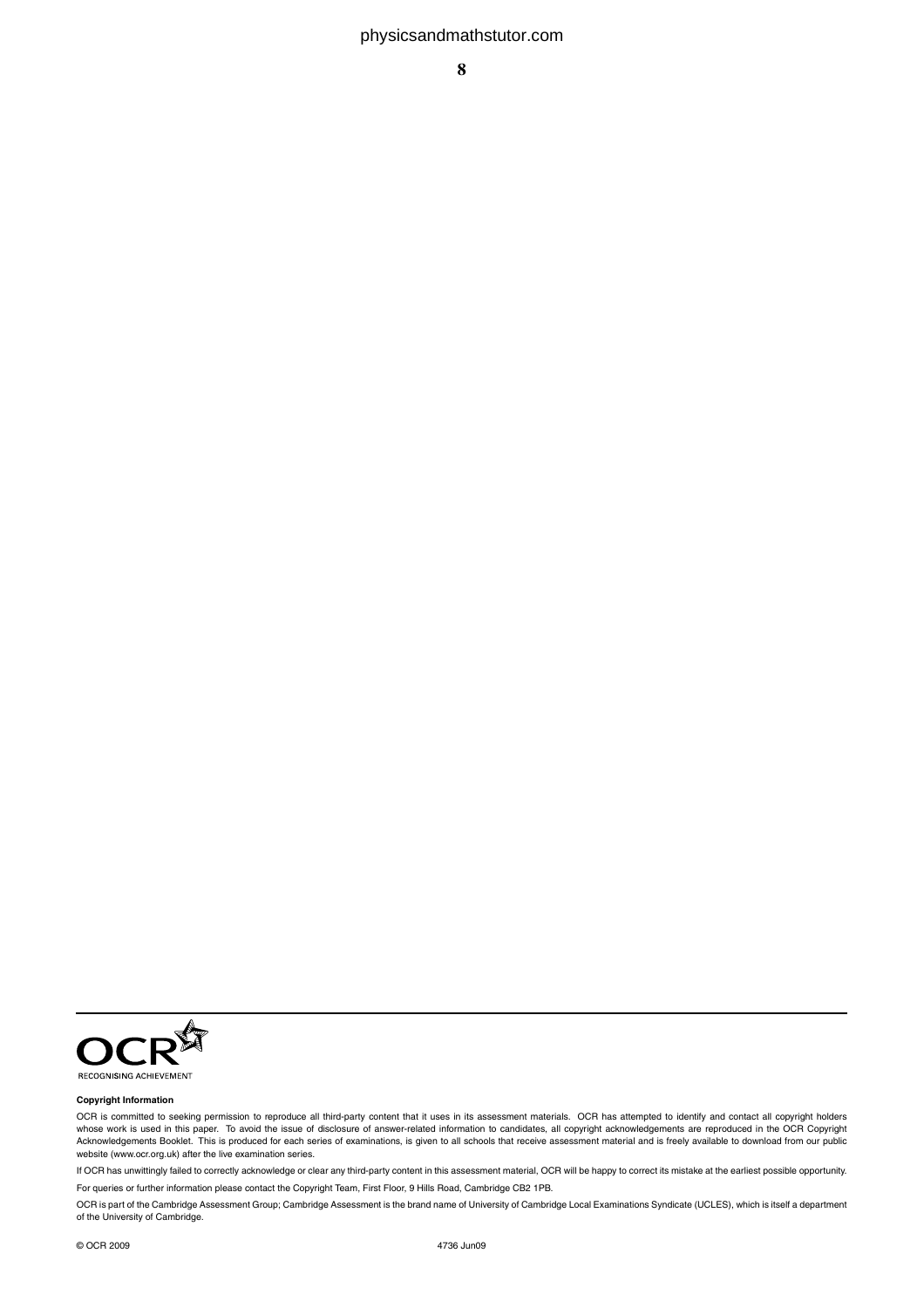RECOGNISING ACHIEVEMENT

**Copyright Information**

OCR is committed to seeking permission to reproduce all third-party content that it uses in its assessment materials. OCR has attempted to identify and contact all copyright holders whose work is used in this paper. To avoid the issue of disclosure of answer-related information to candidates, all copyright acknowledgements are reproduced in the OCR Copyright Acknowledgements Booklet. This is produced for each series of examinations, is given to all schools that receive assessment material and is freely available to download from our public website (www.ocr.org.uk) after the live examination series.

If OCR has unwittingly failed to correctly acknowledge or clear any third-party content in this assessment material, OCR will be happy to correct its mistake at the earliest possible opportunity.

For queries or further information please contact the Copyright Team, First Floor, 9 Hills Road, Cambridge CB2 1PB.

OCR is part of the Cambridge Assessment Group; Cambridge Assessment is the brand name of University of Cambridge Local Examinations Syndicate (UCLES), which is itself a department of the University of Cambridge.

© OCR 2009 4736 Jun09